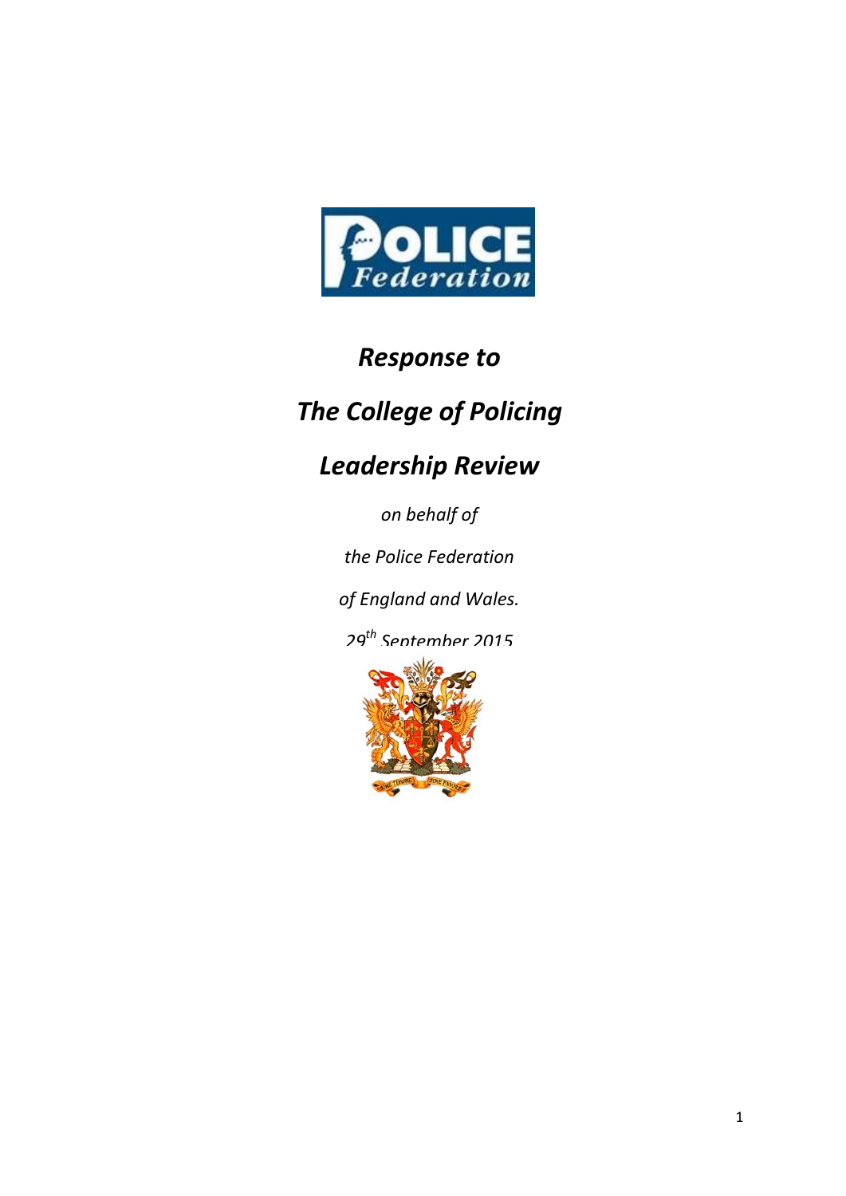# *Response to*

# *The College of Policing*

# *Leadership Review*

*on behalf of*

*the Police Federation*

*of England and Wales.*

*29th September 2015*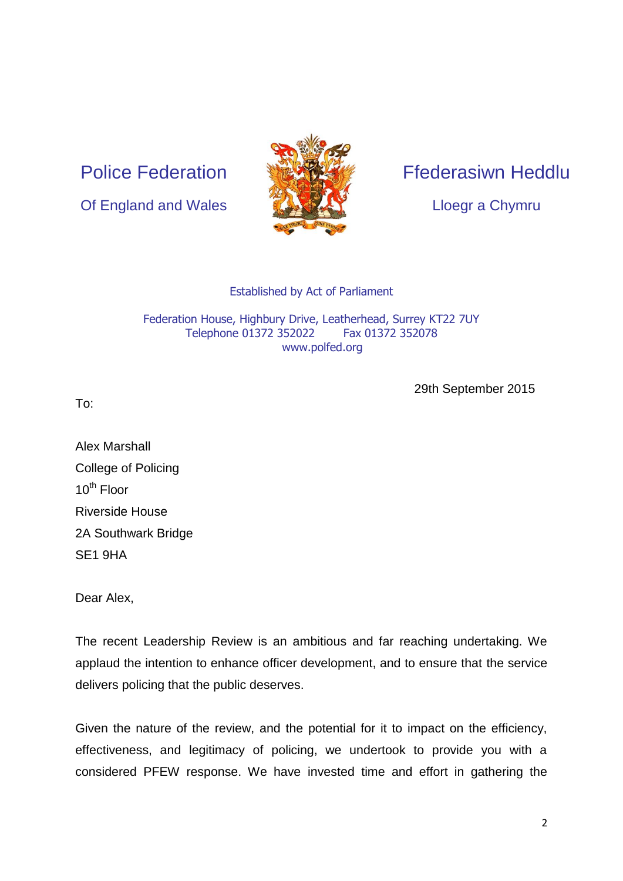Police Federation

Of England and Wales

Ffederasiwn Heddlu

Lloegr a Chymru

Established by Act of Parliament

Federation House, Highbury Drive, Leatherhead, Surrey KT22 7UY
Telephone 01372 352022 Fax 01372 352078
www.polfed.org

29th September 2015

To:

Alex Marshall
College of Policing
10th Floor
Riverside House
2A Southwark Bridge
SE1 9HA

Dear Alex,

The recent Leadership Review is an ambitious and far reaching undertaking. We applaud the intention to enhance officer development, and to ensure that the service delivers policing that the public deserves.

Given the nature of the review, and the potential for it to impact on the efficiency, effectiveness, and legitimacy of policing, we undertook to provide you with a considered PFEW response. We have invested time and effort in gathering the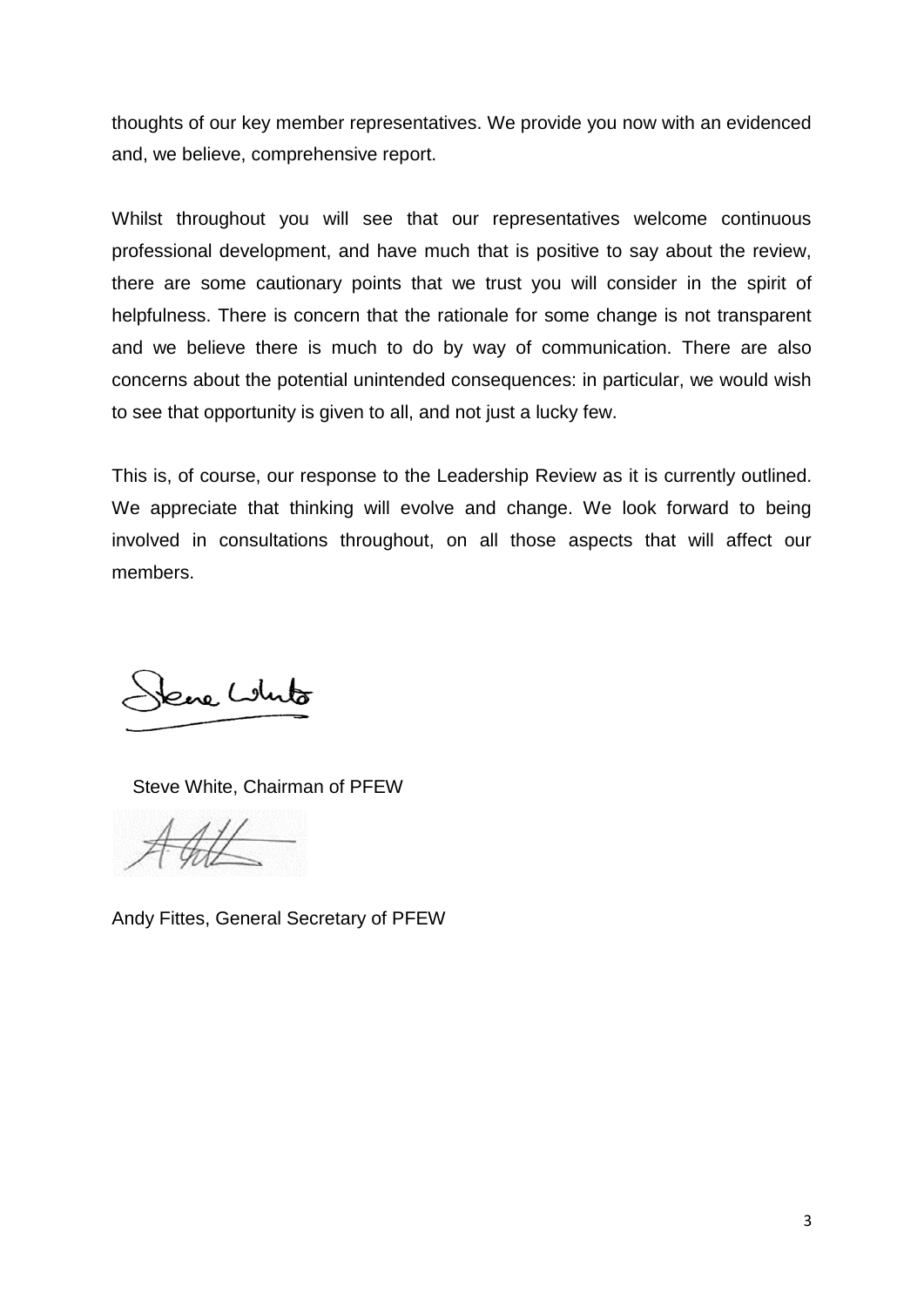thoughts of our key member representatives. We provide you now with an evidenced and, we believe, comprehensive report.

Whilst throughout you will see that our representatives welcome continuous professional development, and have much that is positive to say about the review, there are some cautionary points that we trust you will consider in the spirit of helpfulness. There is concern that the rationale for some change is not transparent and we believe there is much to do by way of communication. There are also concerns about the potential unintended consequences: in particular, we would wish to see that opportunity is given to all, and not just a lucky few.

This is, of course, our response to the Leadership Review as it is currently outlined. We appreciate that thinking will evolve and change. We look forward to being involved in consultations throughout, on all those aspects that will affect our members.

Steve White, Chairman of PFEW

Andy Fittes, General Secretary of PFEW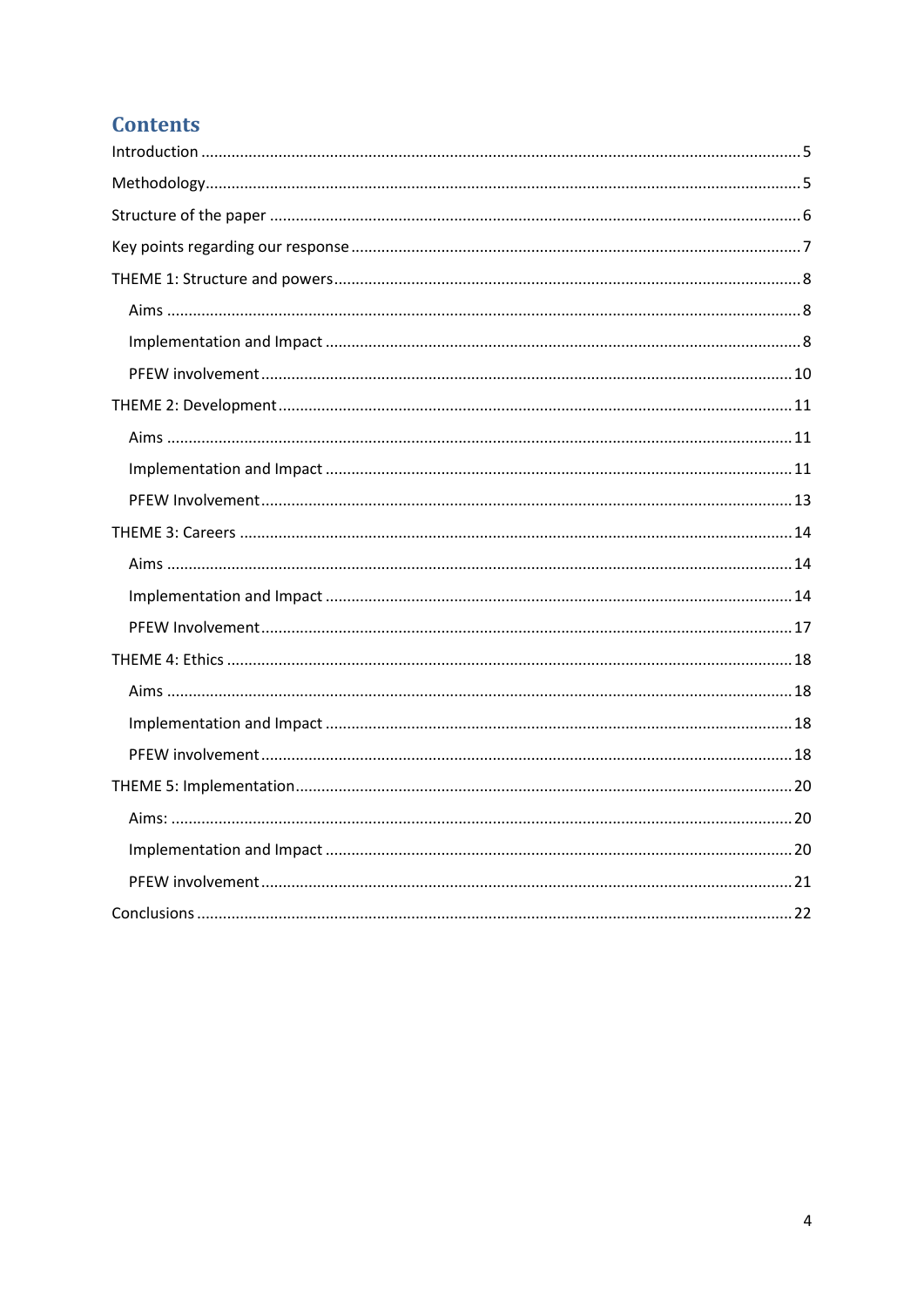## Contents

- Introduction ..... 5
- Methodology ..... 5
- Structure of the paper ..... 6
- Key points regarding our response ..... 7
- THEME 1: Structure and powers ..... 8
  - Aims ..... 8
  - Implementation and Impact ..... 8
  - PFEW involvement ..... 10
- THEME 2: Development ..... 11
  - Aims ..... 11
  - Implementation and Impact ..... 11
  - PFEW Involvement ..... 13
- THEME 3: Careers ..... 14
  - Aims ..... 14
  - Implementation and Impact ..... 14
  - PFEW Involvement ..... 17
- THEME 4: Ethics ..... 18
  - Aims ..... 18
  - Implementation and Impact ..... 18
  - PFEW involvement ..... 18
- THEME 5: Implementation ..... 20
  - Aims: ..... 20
  - Implementation and Impact ..... 20
  - PFEW involvement ..... 21
- Conclusions ..... 22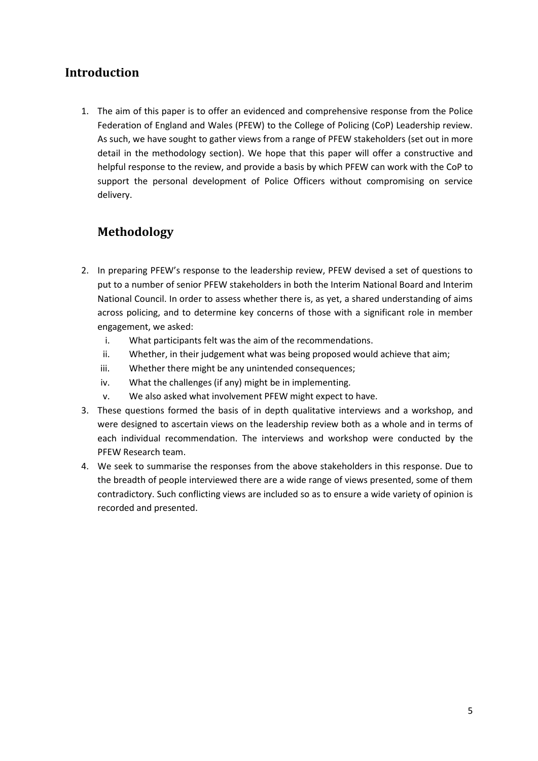## Introduction

1. The aim of this paper is to offer an evidenced and comprehensive response from the Police Federation of England and Wales (PFEW) to the College of Policing (CoP) Leadership review. As such, we have sought to gather views from a range of PFEW stakeholders (set out in more detail in the methodology section). We hope that this paper will offer a constructive and helpful response to the review, and provide a basis by which PFEW can work with the CoP to support the personal development of Police Officers without compromising on service delivery.

## Methodology

2. In preparing PFEW's response to the leadership review, PFEW devised a set of questions to put to a number of senior PFEW stakeholders in both the Interim National Board and Interim National Council. In order to assess whether there is, as yet, a shared understanding of aims across policing, and to determine key concerns of those with a significant role in member engagement, we asked:
   1. What participants felt was the aim of the recommendations.
   2. Whether, in their judgement what was being proposed would achieve that aim;
   3. Whether there might be any unintended consequences;
   4. What the challenges (if any) might be in implementing.
   5. We also asked what involvement PFEW might expect to have.
3. These questions formed the basis of in depth qualitative interviews and a workshop, and were designed to ascertain views on the leadership review both as a whole and in terms of each individual recommendation. The interviews and workshop were conducted by the PFEW Research team.
4. We seek to summarise the responses from the above stakeholders in this response. Due to the breadth of people interviewed there are a wide range of views presented, some of them contradictory. Such conflicting views are included so as to ensure a wide variety of opinion is recorded and presented.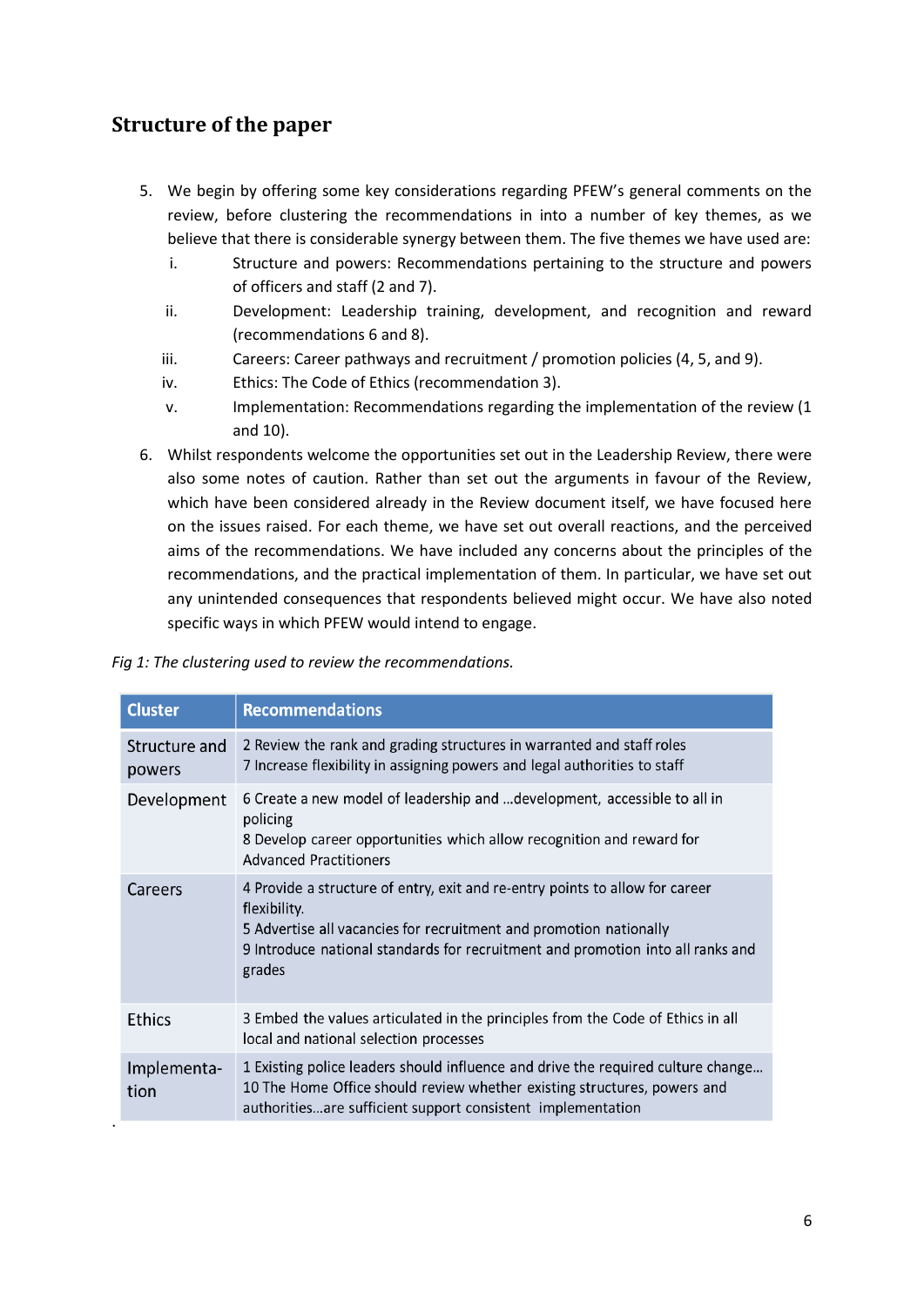## Structure of the paper

5. We begin by offering some key considerations regarding PFEW's general comments on the review, before clustering the recommendations in into a number of key themes, as we believe that there is considerable synergy between them. The five themes we have used are:
   i. Structure and powers: Recommendations pertaining to the structure and powers of officers and staff (2 and 7).
   ii. Development: Leadership training, development, and recognition and reward (recommendations 6 and 8).
   iii. Careers: Career pathways and recruitment / promotion policies (4, 5, and 9).
   iv. Ethics: The Code of Ethics (recommendation 3).
   v. Implementation: Recommendations regarding the implementation of the review (1 and 10).
6. Whilst respondents welcome the opportunities set out in the Leadership Review, there were also some notes of caution. Rather than set out the arguments in favour of the Review, which have been considered already in the Review document itself, we have focused here on the issues raised. For each theme, we have set out overall reactions, and the perceived aims of the recommendations. We have included any concerns about the principles of the recommendations, and the practical implementation of them. In particular, we have set out any unintended consequences that respondents believed might occur. We have also noted specific ways in which PFEW would intend to engage.

*Fig 1: The clustering used to review the recommendations.*

| Cluster | Recommendations |
|---|---|
| Structure and powers | 2 Review the rank and grading structures in warranted and staff roles<br>7 Increase flexibility in assigning powers and legal authorities to staff |
| Development | 6 Create a new model of leadership and …development, accessible to all in policing<br>8 Develop career opportunities which allow recognition and reward for Advanced Practitioners |
| Careers | 4 Provide a structure of entry, exit and re-entry points to allow for career flexibility.<br>5 Advertise all vacancies for recruitment and promotion nationally<br>9 Introduce national standards for recruitment and promotion into all ranks and grades |
| Ethics | 3 Embed the values articulated in the principles from the Code of Ethics in all local and national selection processes |
| Implementa-tion | 1 Existing police leaders should influence and drive the required culture change…<br>10 The Home Office should review whether existing structures, powers and authorities…are sufficient support consistent implementation |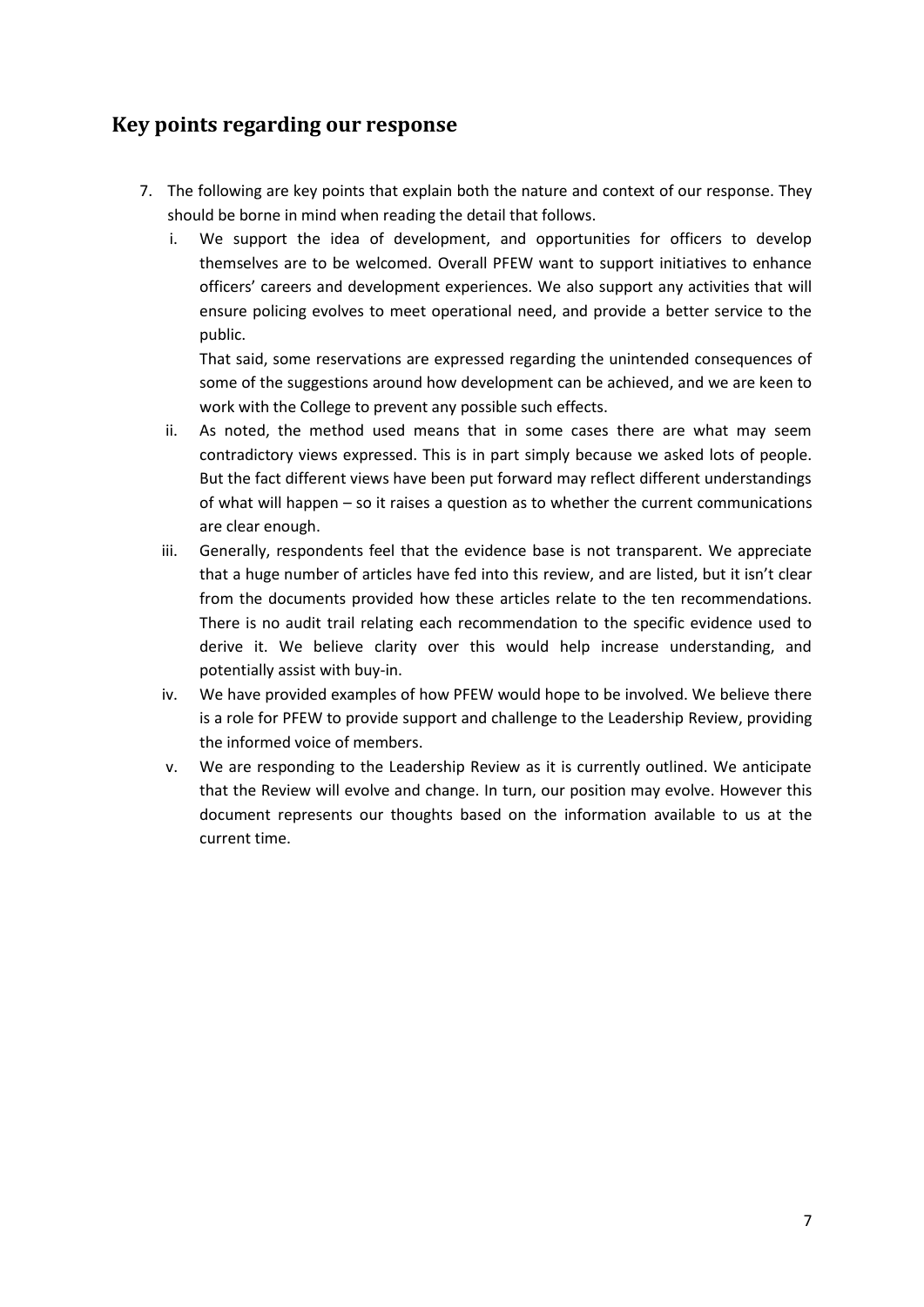## Key points regarding our response

7. The following are key points that explain both the nature and context of our response. They should be borne in mind when reading the detail that follows.
   i. We support the idea of development, and opportunities for officers to develop themselves are to be welcomed. Overall PFEW want to support initiatives to enhance officers' careers and development experiences. We also support any activities that will ensure policing evolves to meet operational need, and provide a better service to the public.

      That said, some reservations are expressed regarding the unintended consequences of some of the suggestions around how development can be achieved, and we are keen to work with the College to prevent any possible such effects.
   ii. As noted, the method used means that in some cases there are what may seem contradictory views expressed. This is in part simply because we asked lots of people. But the fact different views have been put forward may reflect different understandings of what will happen – so it raises a question as to whether the current communications are clear enough.
   iii. Generally, respondents feel that the evidence base is not transparent. We appreciate that a huge number of articles have fed into this review, and are listed, but it isn't clear from the documents provided how these articles relate to the ten recommendations. There is no audit trail relating each recommendation to the specific evidence used to derive it. We believe clarity over this would help increase understanding, and potentially assist with buy-in.
   iv. We have provided examples of how PFEW would hope to be involved. We believe there is a role for PFEW to provide support and challenge to the Leadership Review, providing the informed voice of members.
   v. We are responding to the Leadership Review as it is currently outlined. We anticipate that the Review will evolve and change. In turn, our position may evolve. However this document represents our thoughts based on the information available to us at the current time.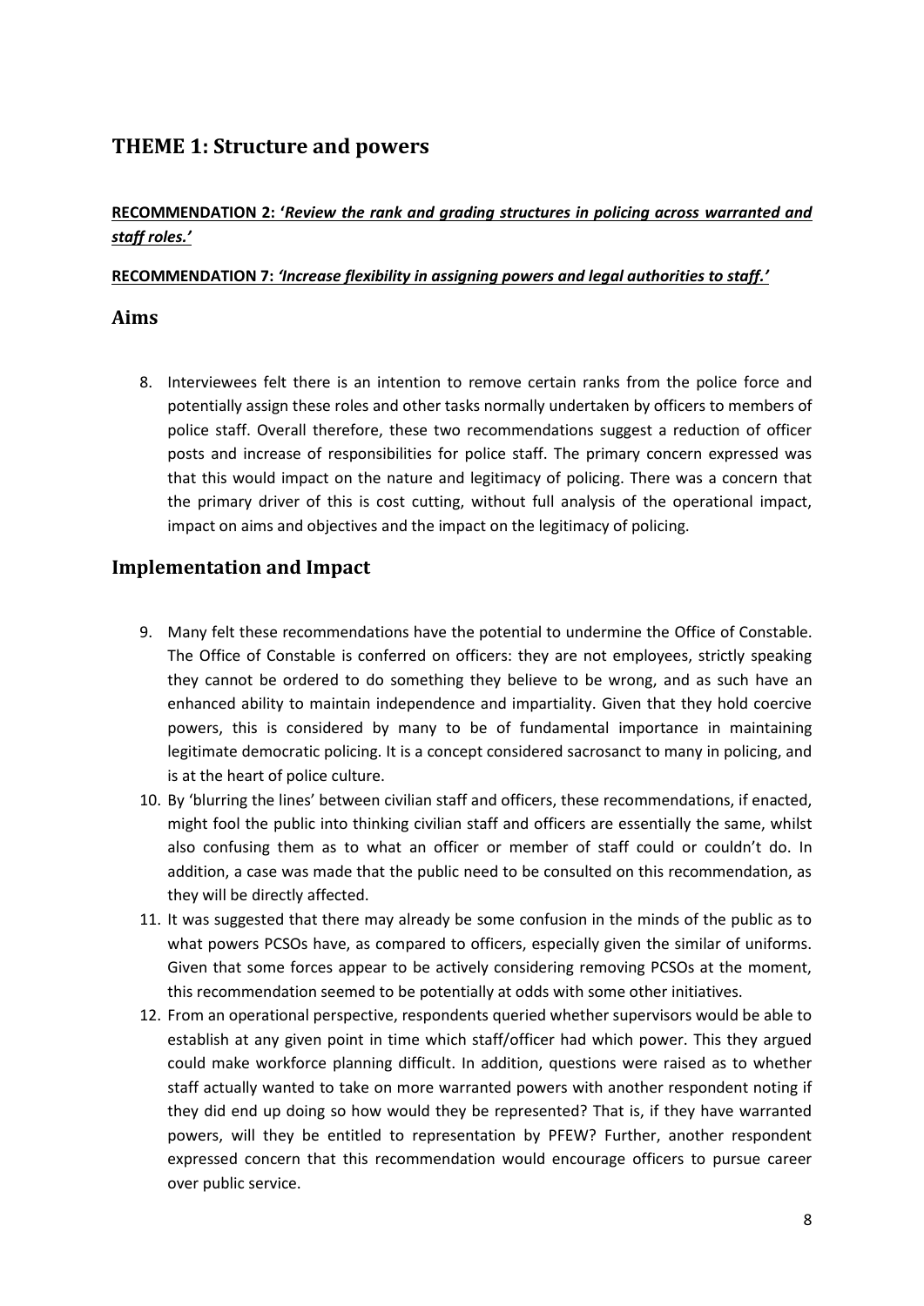## THEME 1: Structure and powers

**RECOMMENDATION 2: '*Review the rank and grading structures in policing across warranted and staff roles.*'**

**RECOMMENDATION 7: *'Increase flexibility in assigning powers and legal authorities to staff.'***

### Aims

8. Interviewees felt there is an intention to remove certain ranks from the police force and potentially assign these roles and other tasks normally undertaken by officers to members of police staff. Overall therefore, these two recommendations suggest a reduction of officer posts and increase of responsibilities for police staff. The primary concern expressed was that this would impact on the nature and legitimacy of policing. There was a concern that the primary driver of this is cost cutting, without full analysis of the operational impact, impact on aims and objectives and the impact on the legitimacy of policing.

### Implementation and Impact

9. Many felt these recommendations have the potential to undermine the Office of Constable. The Office of Constable is conferred on officers: they are not employees, strictly speaking they cannot be ordered to do something they believe to be wrong, and as such have an enhanced ability to maintain independence and impartiality. Given that they hold coercive powers, this is considered by many to be of fundamental importance in maintaining legitimate democratic policing. It is a concept considered sacrosanct to many in policing, and is at the heart of police culture.
10. By 'blurring the lines' between civilian staff and officers, these recommendations, if enacted, might fool the public into thinking civilian staff and officers are essentially the same, whilst also confusing them as to what an officer or member of staff could or couldn't do. In addition, a case was made that the public need to be consulted on this recommendation, as they will be directly affected.
11. It was suggested that there may already be some confusion in the minds of the public as to what powers PCSOs have, as compared to officers, especially given the similar of uniforms. Given that some forces appear to be actively considering removing PCSOs at the moment, this recommendation seemed to be potentially at odds with some other initiatives.
12. From an operational perspective, respondents queried whether supervisors would be able to establish at any given point in time which staff/officer had which power. This they argued could make workforce planning difficult. In addition, questions were raised as to whether staff actually wanted to take on more warranted powers with another respondent noting if they did end up doing so how would they be represented? That is, if they have warranted powers, will they be entitled to representation by PFEW? Further, another respondent expressed concern that this recommendation would encourage officers to pursue career over public service.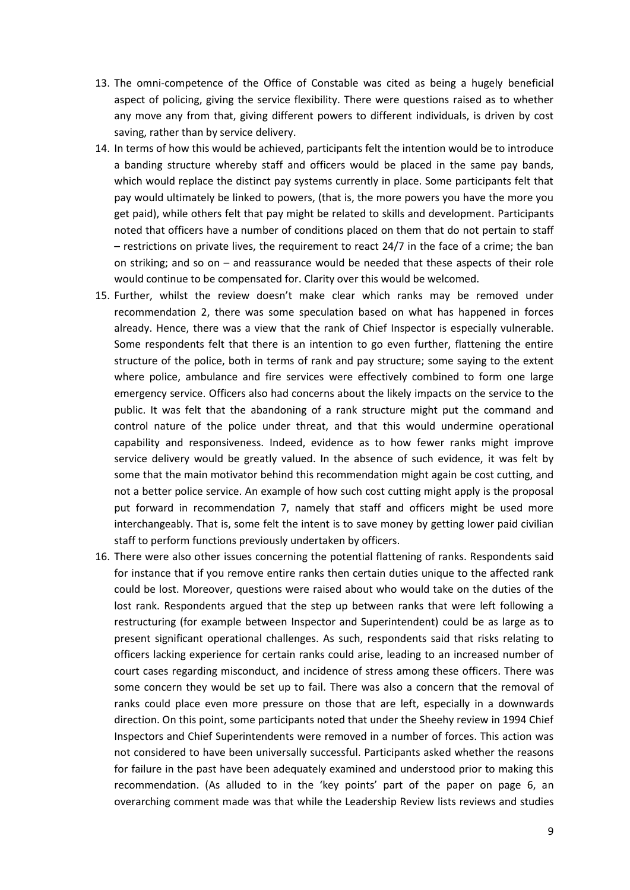13. The omni-competence of the Office of Constable was cited as being a hugely beneficial aspect of policing, giving the service flexibility. There were questions raised as to whether any move any from that, giving different powers to different individuals, is driven by cost saving, rather than by service delivery.
14. In terms of how this would be achieved, participants felt the intention would be to introduce a banding structure whereby staff and officers would be placed in the same pay bands, which would replace the distinct pay systems currently in place. Some participants felt that pay would ultimately be linked to powers, (that is, the more powers you have the more you get paid), while others felt that pay might be related to skills and development. Participants noted that officers have a number of conditions placed on them that do not pertain to staff – restrictions on private lives, the requirement to react 24/7 in the face of a crime; the ban on striking; and so on – and reassurance would be needed that these aspects of their role would continue to be compensated for. Clarity over this would be welcomed.
15. Further, whilst the review doesn't make clear which ranks may be removed under recommendation 2, there was some speculation based on what has happened in forces already. Hence, there was a view that the rank of Chief Inspector is especially vulnerable. Some respondents felt that there is an intention to go even further, flattening the entire structure of the police, both in terms of rank and pay structure; some saying to the extent where police, ambulance and fire services were effectively combined to form one large emergency service. Officers also had concerns about the likely impacts on the service to the public. It was felt that the abandoning of a rank structure might put the command and control nature of the police under threat, and that this would undermine operational capability and responsiveness. Indeed, evidence as to how fewer ranks might improve service delivery would be greatly valued. In the absence of such evidence, it was felt by some that the main motivator behind this recommendation might again be cost cutting, and not a better police service. An example of how such cost cutting might apply is the proposal put forward in recommendation 7, namely that staff and officers might be used more interchangeably. That is, some felt the intent is to save money by getting lower paid civilian staff to perform functions previously undertaken by officers.
16. There were also other issues concerning the potential flattening of ranks. Respondents said for instance that if you remove entire ranks then certain duties unique to the affected rank could be lost. Moreover, questions were raised about who would take on the duties of the lost rank. Respondents argued that the step up between ranks that were left following a restructuring (for example between Inspector and Superintendent) could be as large as to present significant operational challenges. As such, respondents said that risks relating to officers lacking experience for certain ranks could arise, leading to an increased number of court cases regarding misconduct, and incidence of stress among these officers. There was some concern they would be set up to fail. There was also a concern that the removal of ranks could place even more pressure on those that are left, especially in a downwards direction. On this point, some participants noted that under the Sheehy review in 1994 Chief Inspectors and Chief Superintendents were removed in a number of forces. This action was not considered to have been universally successful. Participants asked whether the reasons for failure in the past have been adequately examined and understood prior to making this recommendation. (As alluded to in the 'key points' part of the paper on page 6, an overarching comment made was that while the Leadership Review lists reviews and studies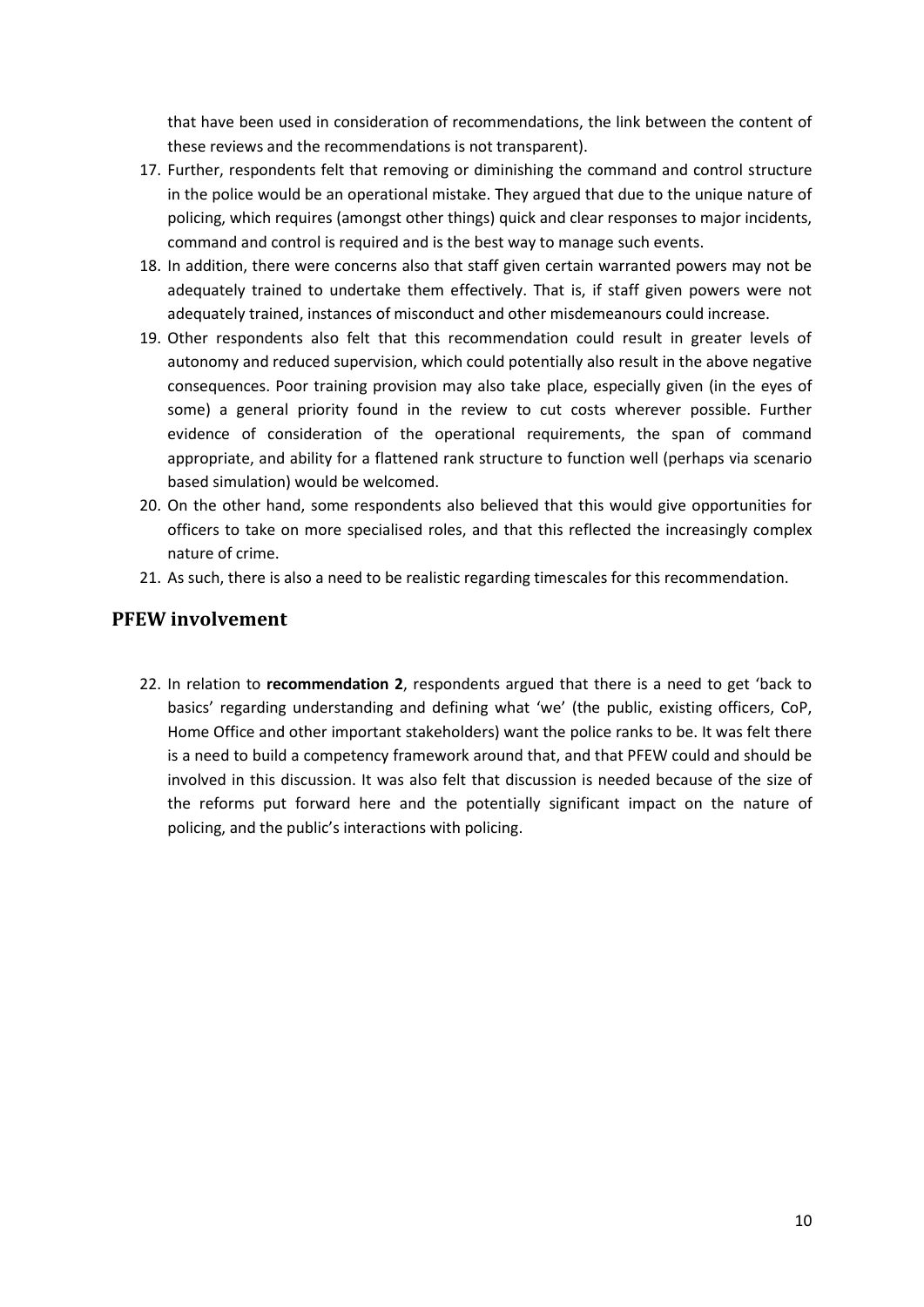that have been used in consideration of recommendations, the link between the content of these reviews and the recommendations is not transparent).

17. Further, respondents felt that removing or diminishing the command and control structure in the police would be an operational mistake. They argued that due to the unique nature of policing, which requires (amongst other things) quick and clear responses to major incidents, command and control is required and is the best way to manage such events.
18. In addition, there were concerns also that staff given certain warranted powers may not be adequately trained to undertake them effectively. That is, if staff given powers were not adequately trained, instances of misconduct and other misdemeanours could increase.
19. Other respondents also felt that this recommendation could result in greater levels of autonomy and reduced supervision, which could potentially also result in the above negative consequences. Poor training provision may also take place, especially given (in the eyes of some) a general priority found in the review to cut costs wherever possible. Further evidence of consideration of the operational requirements, the span of command appropriate, and ability for a flattened rank structure to function well (perhaps via scenario based simulation) would be welcomed.
20. On the other hand, some respondents also believed that this would give opportunities for officers to take on more specialised roles, and that this reflected the increasingly complex nature of crime.
21. As such, there is also a need to be realistic regarding timescales for this recommendation.

## PFEW involvement

22. In relation to **recommendation 2**, respondents argued that there is a need to get 'back to basics' regarding understanding and defining what 'we' (the public, existing officers, CoP, Home Office and other important stakeholders) want the police ranks to be. It was felt there is a need to build a competency framework around that, and that PFEW could and should be involved in this discussion. It was also felt that discussion is needed because of the size of the reforms put forward here and the potentially significant impact on the nature of policing, and the public's interactions with policing.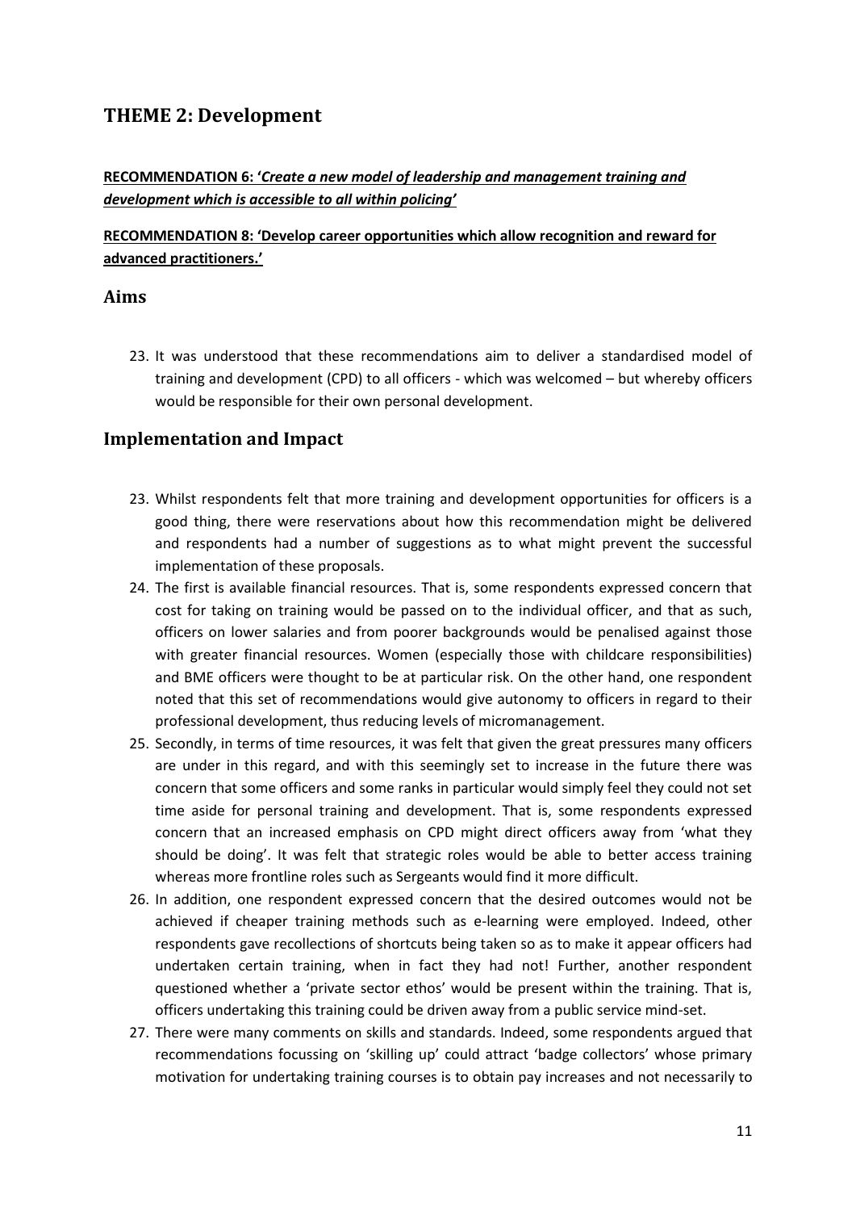## THEME 2: Development

**RECOMMENDATION 6: '*Create a new model of leadership and management training and development which is accessible to all within policing*'**

**RECOMMENDATION 8: 'Develop career opportunities which allow recognition and reward for advanced practitioners.'**

### Aims

23. It was understood that these recommendations aim to deliver a standardised model of training and development (CPD) to all officers - which was welcomed – but whereby officers would be responsible for their own personal development.

### Implementation and Impact

23. Whilst respondents felt that more training and development opportunities for officers is a good thing, there were reservations about how this recommendation might be delivered and respondents had a number of suggestions as to what might prevent the successful implementation of these proposals.
24. The first is available financial resources. That is, some respondents expressed concern that cost for taking on training would be passed on to the individual officer, and that as such, officers on lower salaries and from poorer backgrounds would be penalised against those with greater financial resources. Women (especially those with childcare responsibilities) and BME officers were thought to be at particular risk. On the other hand, one respondent noted that this set of recommendations would give autonomy to officers in regard to their professional development, thus reducing levels of micromanagement.
25. Secondly, in terms of time resources, it was felt that given the great pressures many officers are under in this regard, and with this seemingly set to increase in the future there was concern that some officers and some ranks in particular would simply feel they could not set time aside for personal training and development. That is, some respondents expressed concern that an increased emphasis on CPD might direct officers away from 'what they should be doing'. It was felt that strategic roles would be able to better access training whereas more frontline roles such as Sergeants would find it more difficult.
26. In addition, one respondent expressed concern that the desired outcomes would not be achieved if cheaper training methods such as e-learning were employed. Indeed, other respondents gave recollections of shortcuts being taken so as to make it appear officers had undertaken certain training, when in fact they had not! Further, another respondent questioned whether a 'private sector ethos' would be present within the training. That is, officers undertaking this training could be driven away from a public service mind-set.
27. There were many comments on skills and standards. Indeed, some respondents argued that recommendations focussing on 'skilling up' could attract 'badge collectors' whose primary motivation for undertaking training courses is to obtain pay increases and not necessarily to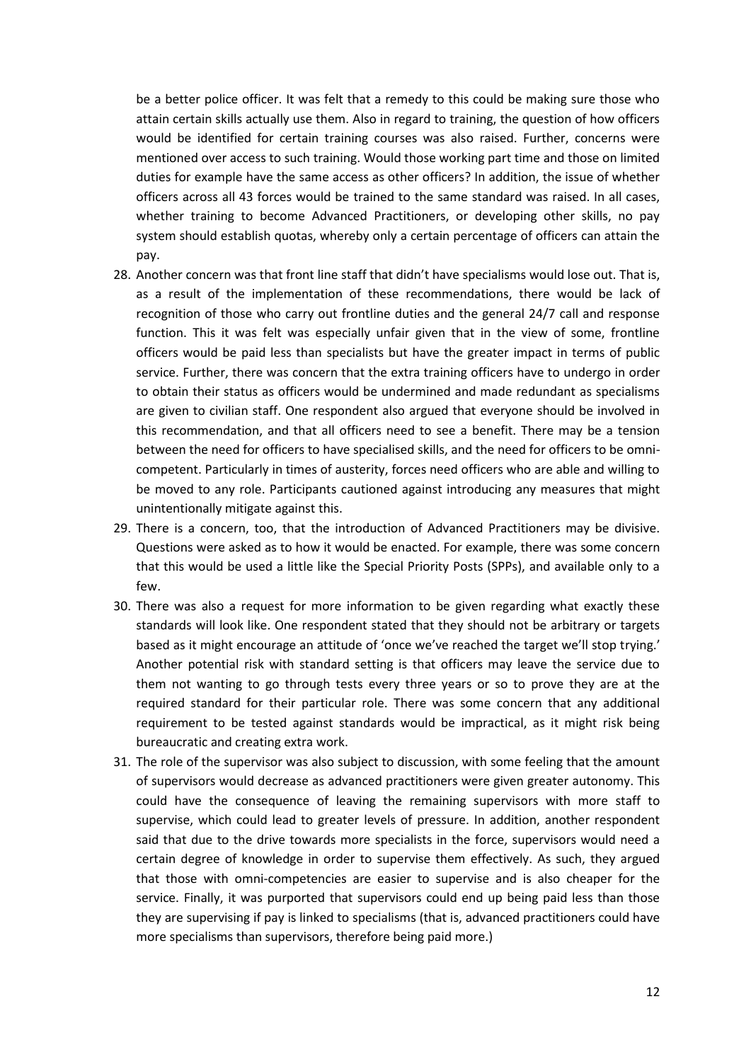be a better police officer. It was felt that a remedy to this could be making sure those who attain certain skills actually use them. Also in regard to training, the question of how officers would be identified for certain training courses was also raised. Further, concerns were mentioned over access to such training. Would those working part time and those on limited duties for example have the same access as other officers? In addition, the issue of whether officers across all 43 forces would be trained to the same standard was raised. In all cases, whether training to become Advanced Practitioners, or developing other skills, no pay system should establish quotas, whereby only a certain percentage of officers can attain the pay.

28. Another concern was that front line staff that didn't have specialisms would lose out. That is, as a result of the implementation of these recommendations, there would be lack of recognition of those who carry out frontline duties and the general 24/7 call and response function. This it was felt was especially unfair given that in the view of some, frontline officers would be paid less than specialists but have the greater impact in terms of public service. Further, there was concern that the extra training officers have to undergo in order to obtain their status as officers would be undermined and made redundant as specialisms are given to civilian staff. One respondent also argued that everyone should be involved in this recommendation, and that all officers need to see a benefit. There may be a tension between the need for officers to have specialised skills, and the need for officers to be omni-competent. Particularly in times of austerity, forces need officers who are able and willing to be moved to any role. Participants cautioned against introducing any measures that might unintentionally mitigate against this.
29. There is a concern, too, that the introduction of Advanced Practitioners may be divisive. Questions were asked as to how it would be enacted. For example, there was some concern that this would be used a little like the Special Priority Posts (SPPs), and available only to a few.
30. There was also a request for more information to be given regarding what exactly these standards will look like. One respondent stated that they should not be arbitrary or targets based as it might encourage an attitude of 'once we've reached the target we'll stop trying.' Another potential risk with standard setting is that officers may leave the service due to them not wanting to go through tests every three years or so to prove they are at the required standard for their particular role. There was some concern that any additional requirement to be tested against standards would be impractical, as it might risk being bureaucratic and creating extra work.
31. The role of the supervisor was also subject to discussion, with some feeling that the amount of supervisors would decrease as advanced practitioners were given greater autonomy. This could have the consequence of leaving the remaining supervisors with more staff to supervise, which could lead to greater levels of pressure. In addition, another respondent said that due to the drive towards more specialists in the force, supervisors would need a certain degree of knowledge in order to supervise them effectively. As such, they argued that those with omni-competencies are easier to supervise and is also cheaper for the service. Finally, it was purported that supervisors could end up being paid less than those they are supervising if pay is linked to specialisms (that is, advanced practitioners could have more specialisms than supervisors, therefore being paid more.)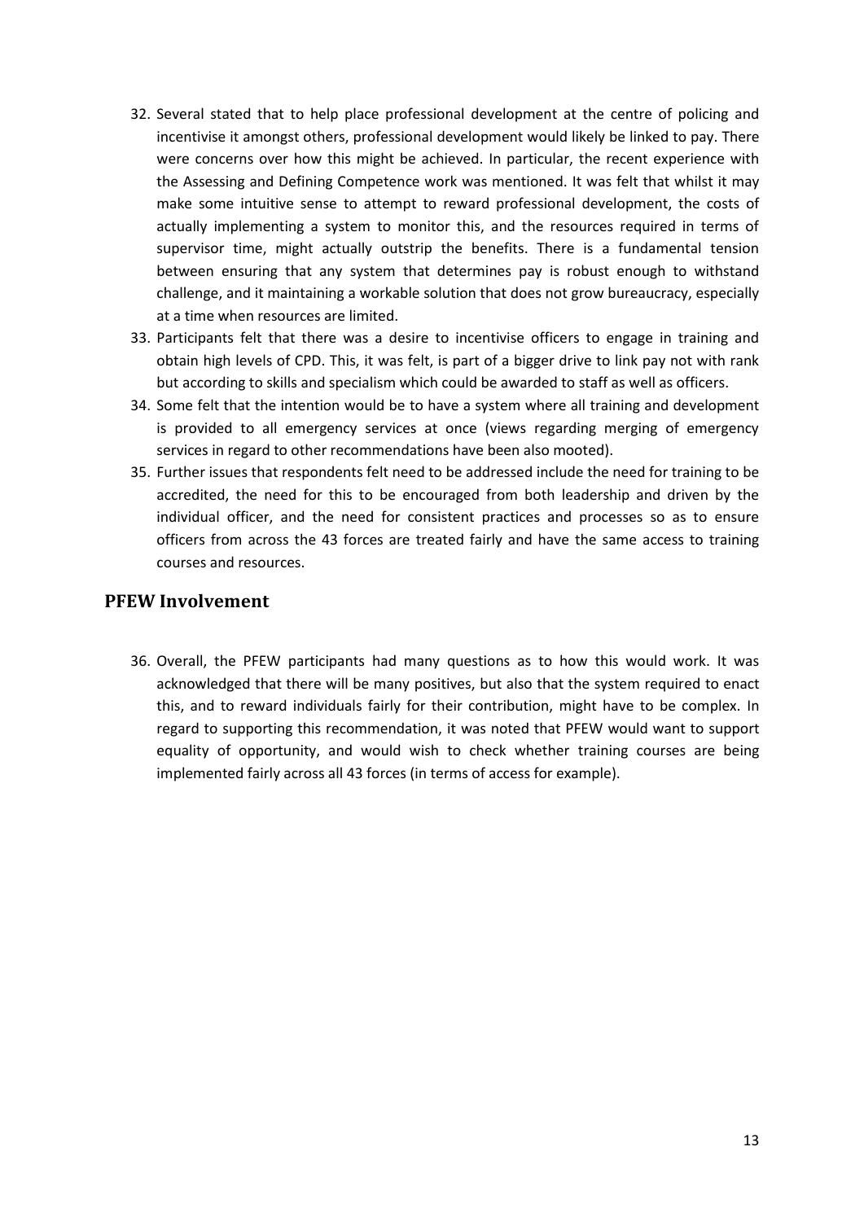32. Several stated that to help place professional development at the centre of policing and incentivise it amongst others, professional development would likely be linked to pay. There were concerns over how this might be achieved. In particular, the recent experience with the Assessing and Defining Competence work was mentioned. It was felt that whilst it may make some intuitive sense to attempt to reward professional development, the costs of actually implementing a system to monitor this, and the resources required in terms of supervisor time, might actually outstrip the benefits. There is a fundamental tension between ensuring that any system that determines pay is robust enough to withstand challenge, and it maintaining a workable solution that does not grow bureaucracy, especially at a time when resources are limited.
33. Participants felt that there was a desire to incentivise officers to engage in training and obtain high levels of CPD. This, it was felt, is part of a bigger drive to link pay not with rank but according to skills and specialism which could be awarded to staff as well as officers.
34. Some felt that the intention would be to have a system where all training and development is provided to all emergency services at once (views regarding merging of emergency services in regard to other recommendations have been also mooted).
35. Further issues that respondents felt need to be addressed include the need for training to be accredited, the need for this to be encouraged from both leadership and driven by the individual officer, and the need for consistent practices and processes so as to ensure officers from across the 43 forces are treated fairly and have the same access to training courses and resources.

## PFEW Involvement

36. Overall, the PFEW participants had many questions as to how this would work. It was acknowledged that there will be many positives, but also that the system required to enact this, and to reward individuals fairly for their contribution, might have to be complex. In regard to supporting this recommendation, it was noted that PFEW would want to support equality of opportunity, and would wish to check whether training courses are being implemented fairly across all 43 forces (in terms of access for example).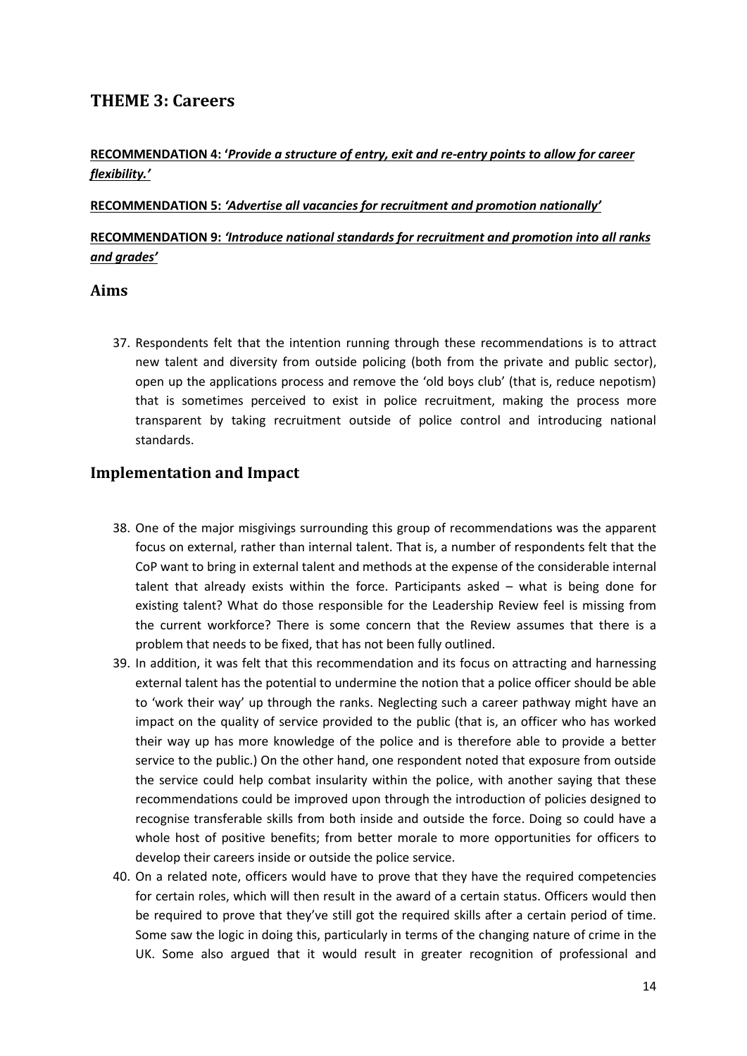## THEME 3: Careers

**RECOMMENDATION 4: '*Provide a structure of entry, exit and re-entry points to allow for career flexibility.*'**

**RECOMMENDATION 5: *'Advertise all vacancies for recruitment and promotion nationally'***

**RECOMMENDATION 9: *'Introduce national standards for recruitment and promotion into all ranks and grades'***

### Aims

37. Respondents felt that the intention running through these recommendations is to attract new talent and diversity from outside policing (both from the private and public sector), open up the applications process and remove the 'old boys club' (that is, reduce nepotism) that is sometimes perceived to exist in police recruitment, making the process more transparent by taking recruitment outside of police control and introducing national standards.

### Implementation and Impact

38. One of the major misgivings surrounding this group of recommendations was the apparent focus on external, rather than internal talent. That is, a number of respondents felt that the CoP want to bring in external talent and methods at the expense of the considerable internal talent that already exists within the force. Participants asked – what is being done for existing talent? What do those responsible for the Leadership Review feel is missing from the current workforce? There is some concern that the Review assumes that there is a problem that needs to be fixed, that has not been fully outlined.
39. In addition, it was felt that this recommendation and its focus on attracting and harnessing external talent has the potential to undermine the notion that a police officer should be able to 'work their way' up through the ranks. Neglecting such a career pathway might have an impact on the quality of service provided to the public (that is, an officer who has worked their way up has more knowledge of the police and is therefore able to provide a better service to the public.) On the other hand, one respondent noted that exposure from outside the service could help combat insularity within the police, with another saying that these recommendations could be improved upon through the introduction of policies designed to recognise transferable skills from both inside and outside the force. Doing so could have a whole host of positive benefits; from better morale to more opportunities for officers to develop their careers inside or outside the police service.
40. On a related note, officers would have to prove that they have the required competencies for certain roles, which will then result in the award of a certain status. Officers would then be required to prove that they've still got the required skills after a certain period of time. Some saw the logic in doing this, particularly in terms of the changing nature of crime in the UK. Some also argued that it would result in greater recognition of professional and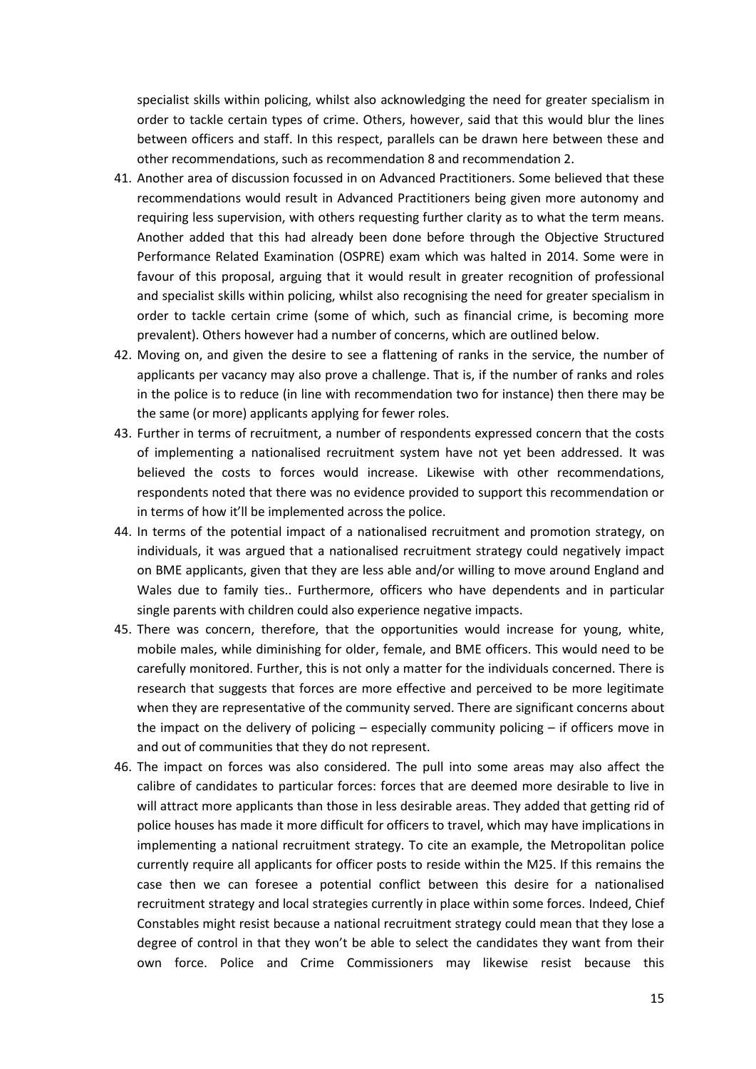specialist skills within policing, whilst also acknowledging the need for greater specialism in order to tackle certain types of crime. Others, however, said that this would blur the lines between officers and staff. In this respect, parallels can be drawn here between these and other recommendations, such as recommendation 8 and recommendation 2.

41. Another area of discussion focussed in on Advanced Practitioners. Some believed that these recommendations would result in Advanced Practitioners being given more autonomy and requiring less supervision, with others requesting further clarity as to what the term means. Another added that this had already been done before through the Objective Structured Performance Related Examination (OSPRE) exam which was halted in 2014. Some were in favour of this proposal, arguing that it would result in greater recognition of professional and specialist skills within policing, whilst also recognising the need for greater specialism in order to tackle certain crime (some of which, such as financial crime, is becoming more prevalent). Others however had a number of concerns, which are outlined below.
42. Moving on, and given the desire to see a flattening of ranks in the service, the number of applicants per vacancy may also prove a challenge. That is, if the number of ranks and roles in the police is to reduce (in line with recommendation two for instance) then there may be the same (or more) applicants applying for fewer roles.
43. Further in terms of recruitment, a number of respondents expressed concern that the costs of implementing a nationalised recruitment system have not yet been addressed. It was believed the costs to forces would increase. Likewise with other recommendations, respondents noted that there was no evidence provided to support this recommendation or in terms of how it'll be implemented across the police.
44. In terms of the potential impact of a nationalised recruitment and promotion strategy, on individuals, it was argued that a nationalised recruitment strategy could negatively impact on BME applicants, given that they are less able and/or willing to move around England and Wales due to family ties.. Furthermore, officers who have dependents and in particular single parents with children could also experience negative impacts.
45. There was concern, therefore, that the opportunities would increase for young, white, mobile males, while diminishing for older, female, and BME officers. This would need to be carefully monitored. Further, this is not only a matter for the individuals concerned. There is research that suggests that forces are more effective and perceived to be more legitimate when they are representative of the community served. There are significant concerns about the impact on the delivery of policing – especially community policing – if officers move in and out of communities that they do not represent.
46. The impact on forces was also considered. The pull into some areas may also affect the calibre of candidates to particular forces: forces that are deemed more desirable to live in will attract more applicants than those in less desirable areas. They added that getting rid of police houses has made it more difficult for officers to travel, which may have implications in implementing a national recruitment strategy. To cite an example, the Metropolitan police currently require all applicants for officer posts to reside within the M25. If this remains the case then we can foresee a potential conflict between this desire for a nationalised recruitment strategy and local strategies currently in place within some forces. Indeed, Chief Constables might resist because a national recruitment strategy could mean that they lose a degree of control in that they won't be able to select the candidates they want from their own force. Police and Crime Commissioners may likewise resist because this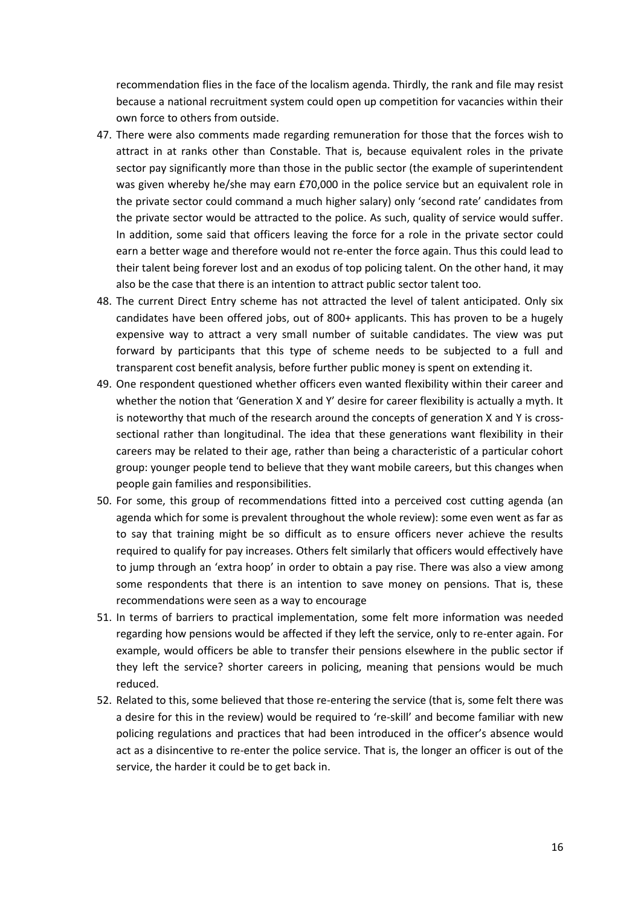recommendation flies in the face of the localism agenda. Thirdly, the rank and file may resist because a national recruitment system could open up competition for vacancies within their own force to others from outside.

47. There were also comments made regarding remuneration for those that the forces wish to attract in at ranks other than Constable. That is, because equivalent roles in the private sector pay significantly more than those in the public sector (the example of superintendent was given whereby he/she may earn £70,000 in the police service but an equivalent role in the private sector could command a much higher salary) only 'second rate' candidates from the private sector would be attracted to the police. As such, quality of service would suffer. In addition, some said that officers leaving the force for a role in the private sector could earn a better wage and therefore would not re-enter the force again. Thus this could lead to their talent being forever lost and an exodus of top policing talent. On the other hand, it may also be the case that there is an intention to attract public sector talent too.
48. The current Direct Entry scheme has not attracted the level of talent anticipated. Only six candidates have been offered jobs, out of 800+ applicants. This has proven to be a hugely expensive way to attract a very small number of suitable candidates. The view was put forward by participants that this type of scheme needs to be subjected to a full and transparent cost benefit analysis, before further public money is spent on extending it.
49. One respondent questioned whether officers even wanted flexibility within their career and whether the notion that 'Generation X and Y' desire for career flexibility is actually a myth. It is noteworthy that much of the research around the concepts of generation X and Y is cross-sectional rather than longitudinal. The idea that these generations want flexibility in their careers may be related to their age, rather than being a characteristic of a particular cohort group: younger people tend to believe that they want mobile careers, but this changes when people gain families and responsibilities.
50. For some, this group of recommendations fitted into a perceived cost cutting agenda (an agenda which for some is prevalent throughout the whole review): some even went as far as to say that training might be so difficult as to ensure officers never achieve the results required to qualify for pay increases. Others felt similarly that officers would effectively have to jump through an 'extra hoop' in order to obtain a pay rise. There was also a view among some respondents that there is an intention to save money on pensions. That is, these recommendations were seen as a way to encourage
51. In terms of barriers to practical implementation, some felt more information was needed regarding how pensions would be affected if they left the service, only to re-enter again. For example, would officers be able to transfer their pensions elsewhere in the public sector if they left the service? shorter careers in policing, meaning that pensions would be much reduced.
52. Related to this, some believed that those re-entering the service (that is, some felt there was a desire for this in the review) would be required to 're-skill' and become familiar with new policing regulations and practices that had been introduced in the officer's absence would act as a disincentive to re-enter the police service. That is, the longer an officer is out of the service, the harder it could be to get back in.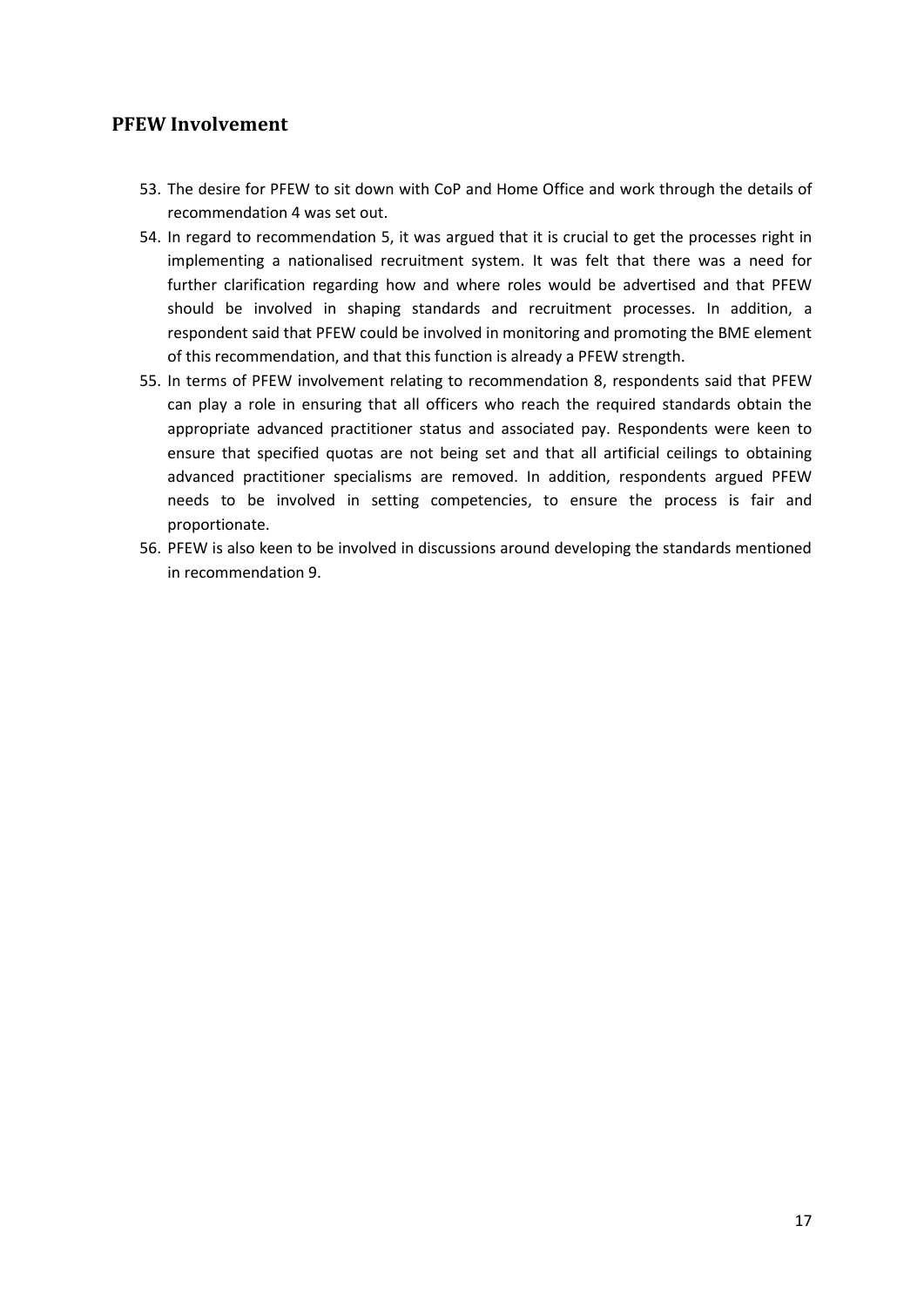## PFEW Involvement

53. The desire for PFEW to sit down with CoP and Home Office and work through the details of recommendation 4 was set out.
54. In regard to recommendation 5, it was argued that it is crucial to get the processes right in implementing a nationalised recruitment system. It was felt that there was a need for further clarification regarding how and where roles would be advertised and that PFEW should be involved in shaping standards and recruitment processes. In addition, a respondent said that PFEW could be involved in monitoring and promoting the BME element of this recommendation, and that this function is already a PFEW strength.
55. In terms of PFEW involvement relating to recommendation 8, respondents said that PFEW can play a role in ensuring that all officers who reach the required standards obtain the appropriate advanced practitioner status and associated pay. Respondents were keen to ensure that specified quotas are not being set and that all artificial ceilings to obtaining advanced practitioner specialisms are removed. In addition, respondents argued PFEW needs to be involved in setting competencies, to ensure the process is fair and proportionate.
56. PFEW is also keen to be involved in discussions around developing the standards mentioned in recommendation 9.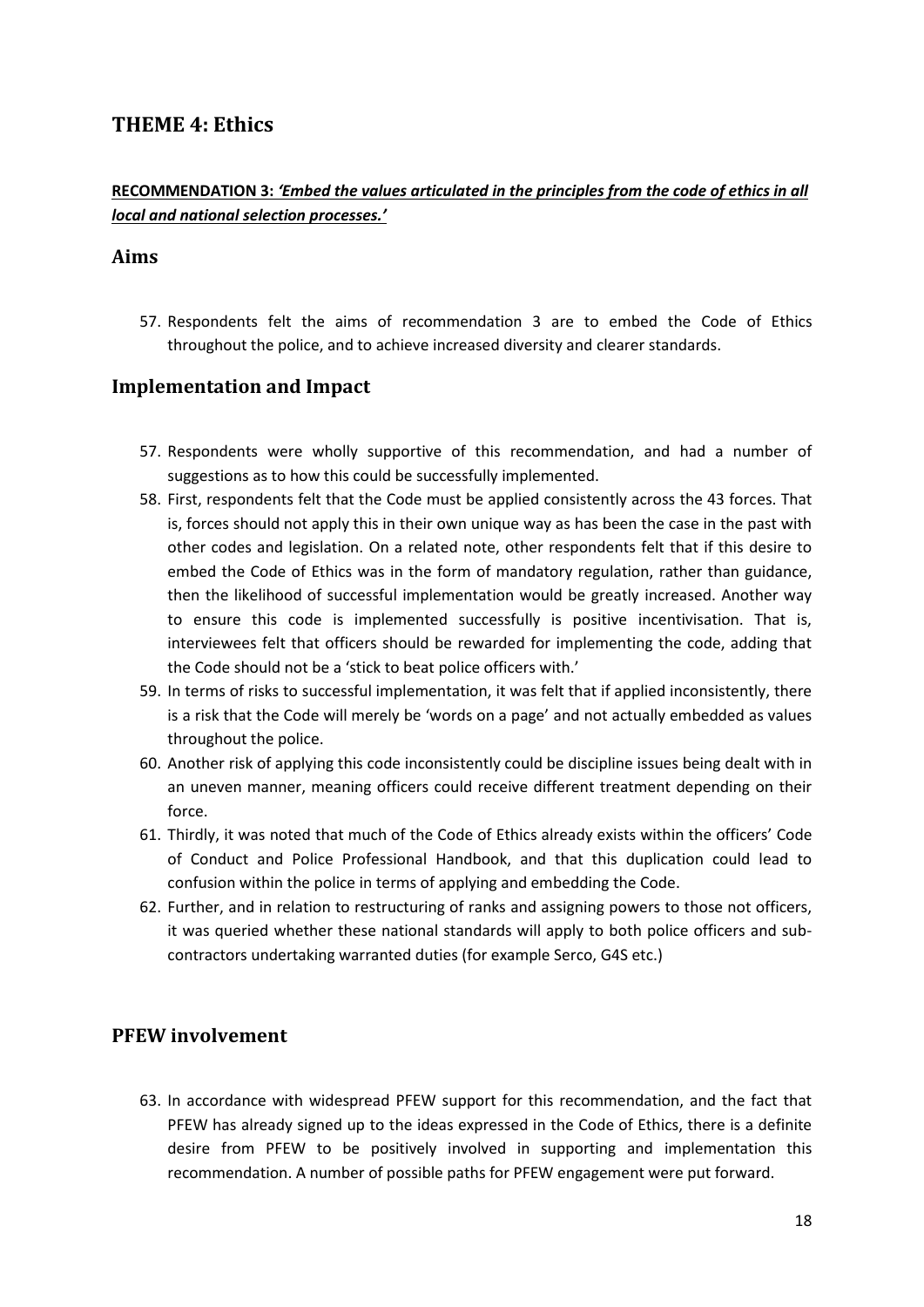## THEME 4: Ethics

**RECOMMENDATION 3:** ***'Embed the values articulated in the principles from the code of ethics in all local and national selection processes.'***

### Aims

57. Respondents felt the aims of recommendation 3 are to embed the Code of Ethics throughout the police, and to achieve increased diversity and clearer standards.

### Implementation and Impact

57. Respondents were wholly supportive of this recommendation, and had a number of suggestions as to how this could be successfully implemented.
58. First, respondents felt that the Code must be applied consistently across the 43 forces. That is, forces should not apply this in their own unique way as has been the case in the past with other codes and legislation. On a related note, other respondents felt that if this desire to embed the Code of Ethics was in the form of mandatory regulation, rather than guidance, then the likelihood of successful implementation would be greatly increased. Another way to ensure this code is implemented successfully is positive incentivisation. That is, interviewees felt that officers should be rewarded for implementing the code, adding that the Code should not be a 'stick to beat police officers with.'
59. In terms of risks to successful implementation, it was felt that if applied inconsistently, there is a risk that the Code will merely be 'words on a page' and not actually embedded as values throughout the police.
60. Another risk of applying this code inconsistently could be discipline issues being dealt with in an uneven manner, meaning officers could receive different treatment depending on their force.
61. Thirdly, it was noted that much of the Code of Ethics already exists within the officers' Code of Conduct and Police Professional Handbook, and that this duplication could lead to confusion within the police in terms of applying and embedding the Code.
62. Further, and in relation to restructuring of ranks and assigning powers to those not officers, it was queried whether these national standards will apply to both police officers and sub-contractors undertaking warranted duties (for example Serco, G4S etc.)

### PFEW involvement

63. In accordance with widespread PFEW support for this recommendation, and the fact that PFEW has already signed up to the ideas expressed in the Code of Ethics, there is a definite desire from PFEW to be positively involved in supporting and implementation this recommendation. A number of possible paths for PFEW engagement were put forward.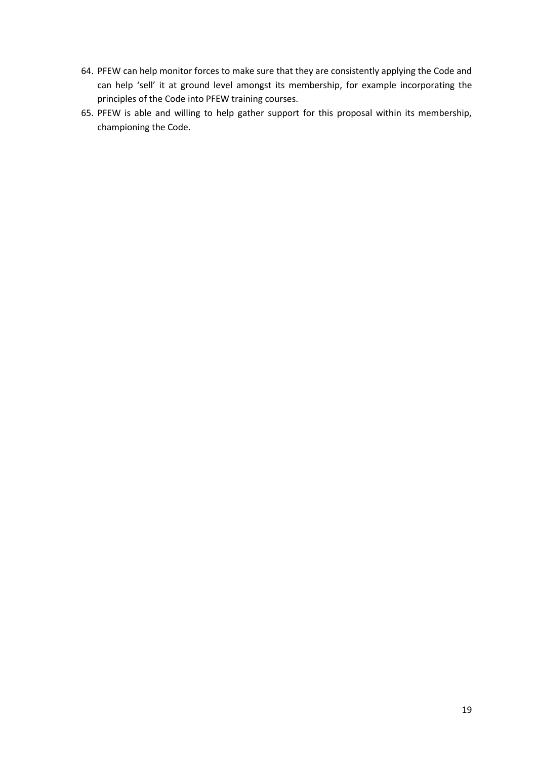64. PFEW can help monitor forces to make sure that they are consistently applying the Code and can help 'sell' it at ground level amongst its membership, for example incorporating the principles of the Code into PFEW training courses.
65. PFEW is able and willing to help gather support for this proposal within its membership, championing the Code.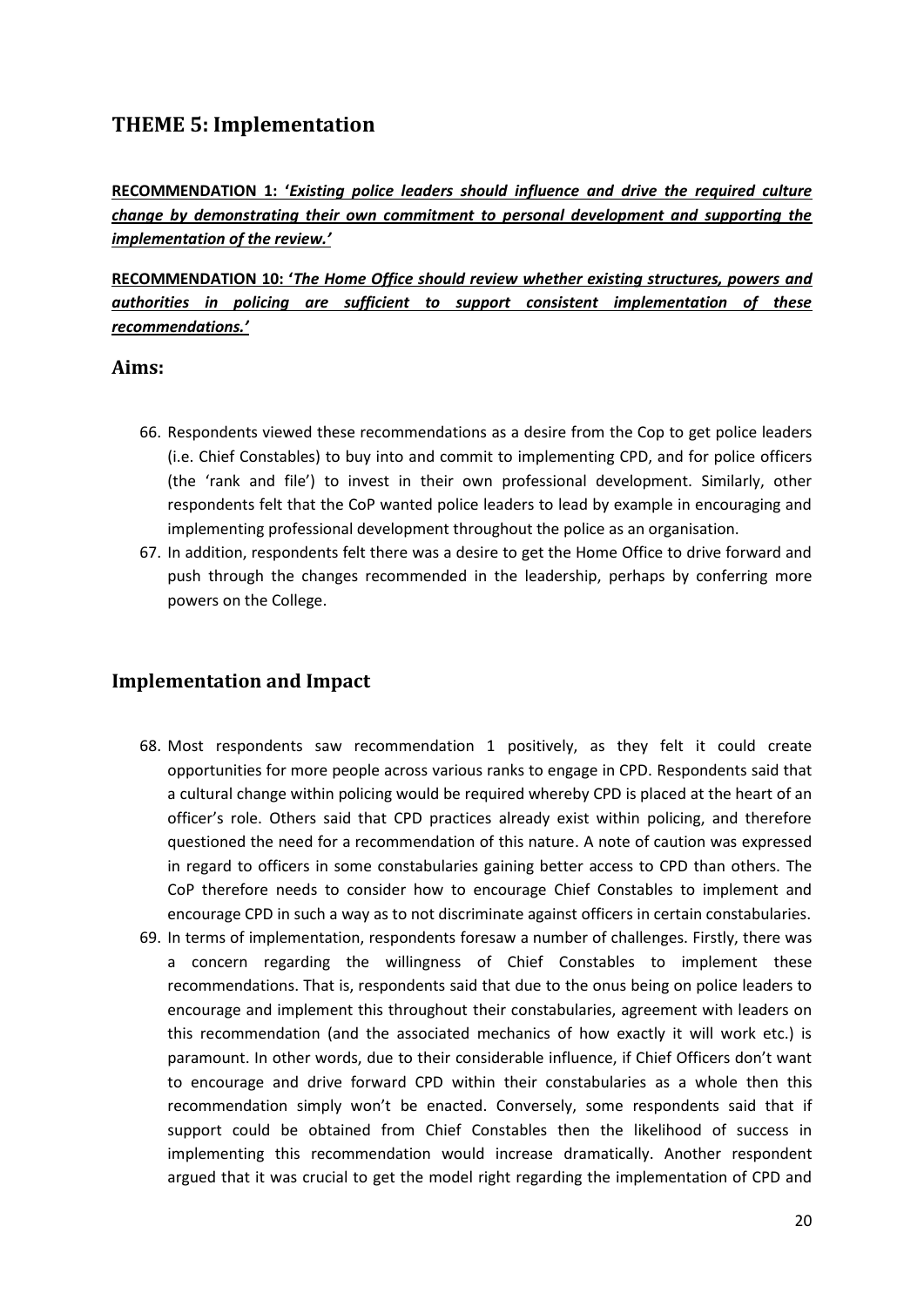## THEME 5: Implementation

**RECOMMENDATION 1: '*Existing police leaders should influence and drive the required culture change by demonstrating their own commitment to personal development and supporting the implementation of the review.*'**

**RECOMMENDATION 10: '*The Home Office should review whether existing structures, powers and authorities in policing are sufficient to support consistent implementation of these recommendations.*'**

### Aims:

66. Respondents viewed these recommendations as a desire from the Cop to get police leaders (i.e. Chief Constables) to buy into and commit to implementing CPD, and for police officers (the 'rank and file') to invest in their own professional development. Similarly, other respondents felt that the CoP wanted police leaders to lead by example in encouraging and implementing professional development throughout the police as an organisation.
67. In addition, respondents felt there was a desire to get the Home Office to drive forward and push through the changes recommended in the leadership, perhaps by conferring more powers on the College.

### Implementation and Impact

68. Most respondents saw recommendation 1 positively, as they felt it could create opportunities for more people across various ranks to engage in CPD. Respondents said that a cultural change within policing would be required whereby CPD is placed at the heart of an officer's role. Others said that CPD practices already exist within policing, and therefore questioned the need for a recommendation of this nature. A note of caution was expressed in regard to officers in some constabularies gaining better access to CPD than others. The CoP therefore needs to consider how to encourage Chief Constables to implement and encourage CPD in such a way as to not discriminate against officers in certain constabularies.
69. In terms of implementation, respondents foresaw a number of challenges. Firstly, there was a concern regarding the willingness of Chief Constables to implement these recommendations. That is, respondents said that due to the onus being on police leaders to encourage and implement this throughout their constabularies, agreement with leaders on this recommendation (and the associated mechanics of how exactly it will work etc.) is paramount. In other words, due to their considerable influence, if Chief Officers don't want to encourage and drive forward CPD within their constabularies as a whole then this recommendation simply won't be enacted. Conversely, some respondents said that if support could be obtained from Chief Constables then the likelihood of success in implementing this recommendation would increase dramatically. Another respondent argued that it was crucial to get the model right regarding the implementation of CPD and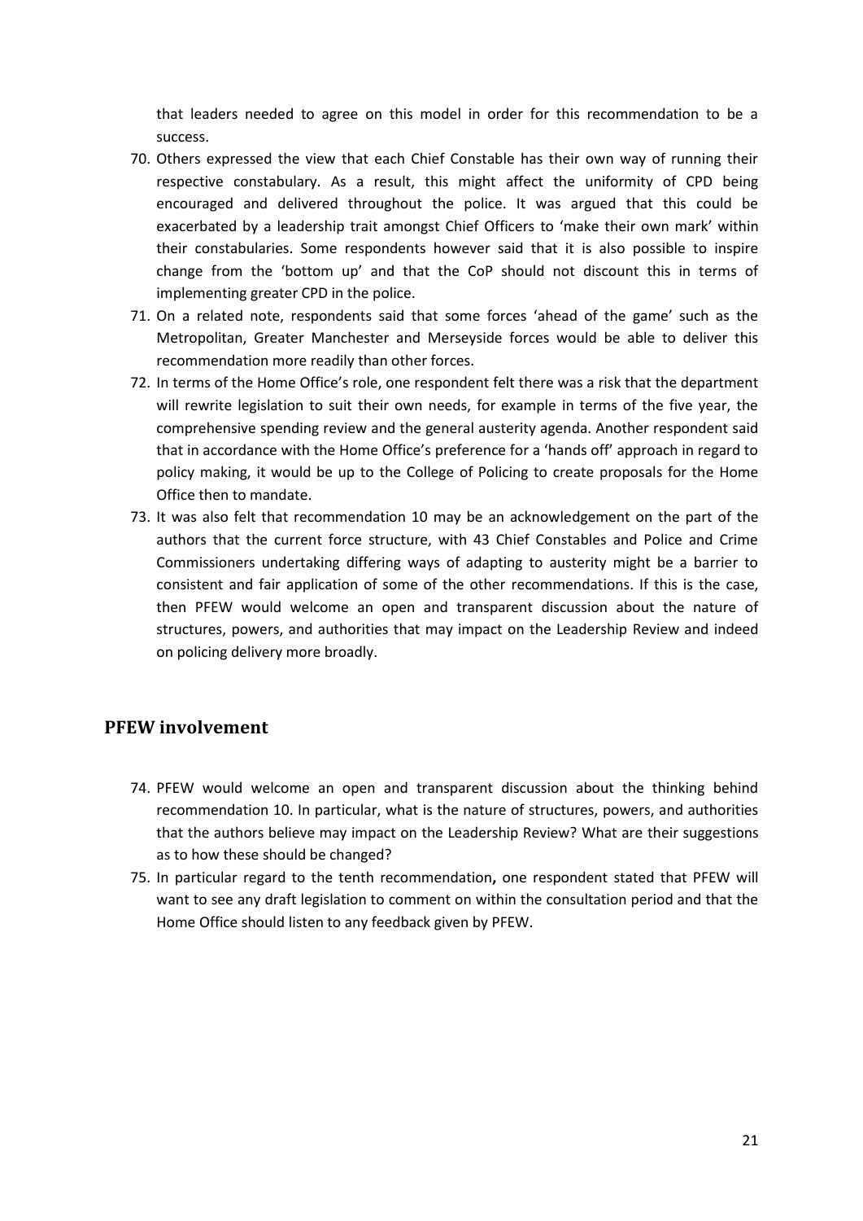that leaders needed to agree on this model in order for this recommendation to be a success.

70. Others expressed the view that each Chief Constable has their own way of running their respective constabulary. As a result, this might affect the uniformity of CPD being encouraged and delivered throughout the police. It was argued that this could be exacerbated by a leadership trait amongst Chief Officers to 'make their own mark' within their constabularies. Some respondents however said that it is also possible to inspire change from the 'bottom up' and that the CoP should not discount this in terms of implementing greater CPD in the police.
71. On a related note, respondents said that some forces 'ahead of the game' such as the Metropolitan, Greater Manchester and Merseyside forces would be able to deliver this recommendation more readily than other forces.
72. In terms of the Home Office's role, one respondent felt there was a risk that the department will rewrite legislation to suit their own needs, for example in terms of the five year, the comprehensive spending review and the general austerity agenda. Another respondent said that in accordance with the Home Office's preference for a 'hands off' approach in regard to policy making, it would be up to the College of Policing to create proposals for the Home Office then to mandate.
73. It was also felt that recommendation 10 may be an acknowledgement on the part of the authors that the current force structure, with 43 Chief Constables and Police and Crime Commissioners undertaking differing ways of adapting to austerity might be a barrier to consistent and fair application of some of the other recommendations. If this is the case, then PFEW would welcome an open and transparent discussion about the nature of structures, powers, and authorities that may impact on the Leadership Review and indeed on policing delivery more broadly.

## PFEW involvement

74. PFEW would welcome an open and transparent discussion about the thinking behind recommendation 10. In particular, what is the nature of structures, powers, and authorities that the authors believe may impact on the Leadership Review? What are their suggestions as to how these should be changed?
75. In particular regard to the tenth recommendation**,** one respondent stated that PFEW will want to see any draft legislation to comment on within the consultation period and that the Home Office should listen to any feedback given by PFEW.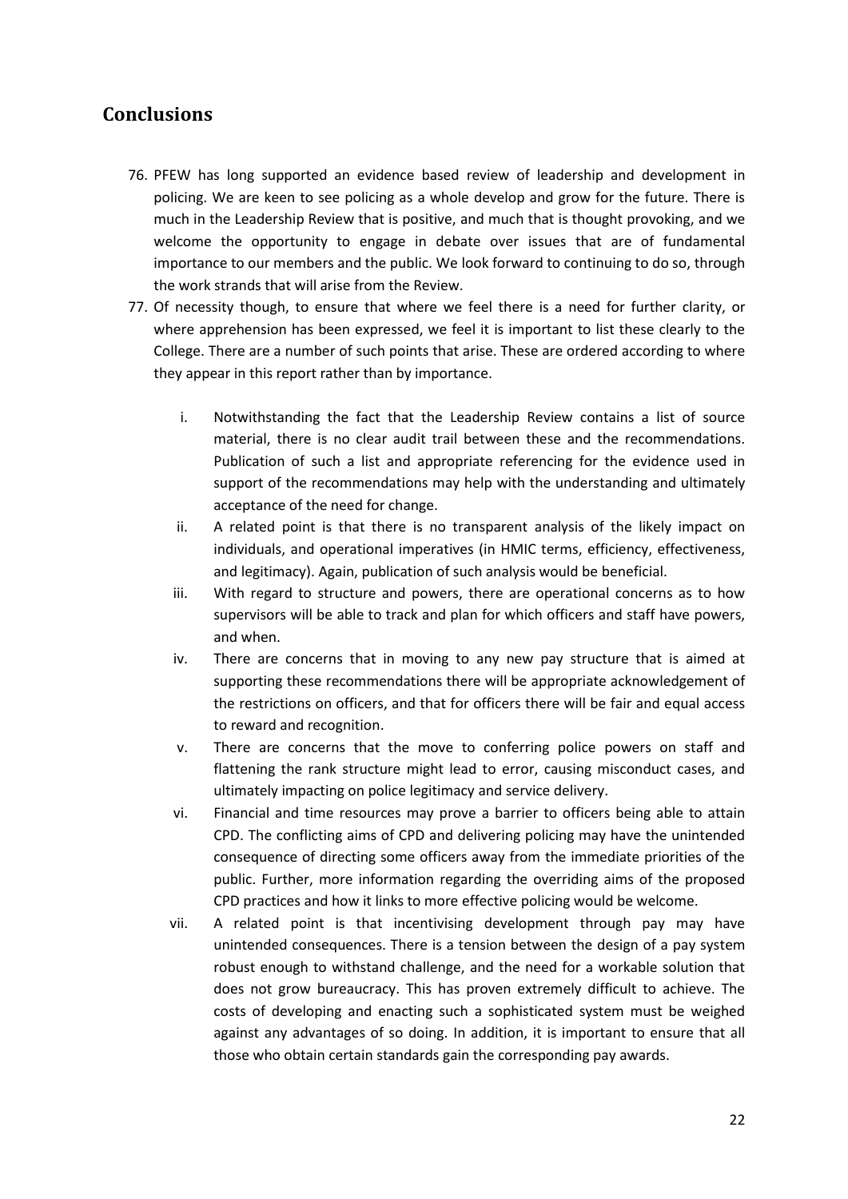## Conclusions

76. PFEW has long supported an evidence based review of leadership and development in policing. We are keen to see policing as a whole develop and grow for the future. There is much in the Leadership Review that is positive, and much that is thought provoking, and we welcome the opportunity to engage in debate over issues that are of fundamental importance to our members and the public. We look forward to continuing to do so, through the work strands that will arise from the Review.

77. Of necessity though, to ensure that where we feel there is a need for further clarity, or where apprehension has been expressed, we feel it is important to list these clearly to the College. There are a number of such points that arise. These are ordered according to where they appear in this report rather than by importance.

    i. Notwithstanding the fact that the Leadership Review contains a list of source material, there is no clear audit trail between these and the recommendations. Publication of such a list and appropriate referencing for the evidence used in support of the recommendations may help with the understanding and ultimately acceptance of the need for change.

    ii. A related point is that there is no transparent analysis of the likely impact on individuals, and operational imperatives (in HMIC terms, efficiency, effectiveness, and legitimacy). Again, publication of such analysis would be beneficial.

    iii. With regard to structure and powers, there are operational concerns as to how supervisors will be able to track and plan for which officers and staff have powers, and when.

    iv. There are concerns that in moving to any new pay structure that is aimed at supporting these recommendations there will be appropriate acknowledgement of the restrictions on officers, and that for officers there will be fair and equal access to reward and recognition.

    v. There are concerns that the move to conferring police powers on staff and flattening the rank structure might lead to error, causing misconduct cases, and ultimately impacting on police legitimacy and service delivery.

    vi. Financial and time resources may prove a barrier to officers being able to attain CPD. The conflicting aims of CPD and delivering policing may have the unintended consequence of directing some officers away from the immediate priorities of the public. Further, more information regarding the overriding aims of the proposed CPD practices and how it links to more effective policing would be welcome.

    vii. A related point is that incentivising development through pay may have unintended consequences. There is a tension between the design of a pay system robust enough to withstand challenge, and the need for a workable solution that does not grow bureaucracy. This has proven extremely difficult to achieve. The costs of developing and enacting such a sophisticated system must be weighed against any advantages of so doing. In addition, it is important to ensure that all those who obtain certain standards gain the corresponding pay awards.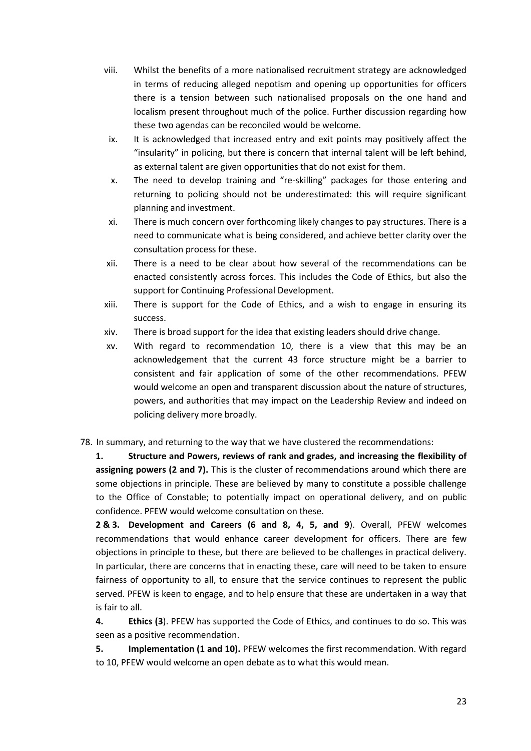viii. Whilst the benefits of a more nationalised recruitment strategy are acknowledged in terms of reducing alleged nepotism and opening up opportunities for officers there is a tension between such nationalised proposals on the one hand and localism present throughout much of the police. Further discussion regarding how these two agendas can be reconciled would be welcome.

ix. It is acknowledged that increased entry and exit points may positively affect the "insularity" in policing, but there is concern that internal talent will be left behind, as external talent are given opportunities that do not exist for them.

x. The need to develop training and "re-skilling" packages for those entering and returning to policing should not be underestimated: this will require significant planning and investment.

xi. There is much concern over forthcoming likely changes to pay structures. There is a need to communicate what is being considered, and achieve better clarity over the consultation process for these.

xii. There is a need to be clear about how several of the recommendations can be enacted consistently across forces. This includes the Code of Ethics, but also the support for Continuing Professional Development.

xiii. There is support for the Code of Ethics, and a wish to engage in ensuring its success.

xiv. There is broad support for the idea that existing leaders should drive change.

xv. With regard to recommendation 10, there is a view that this may be an acknowledgement that the current 43 force structure might be a barrier to consistent and fair application of some of the other recommendations. PFEW would welcome an open and transparent discussion about the nature of structures, powers, and authorities that may impact on the Leadership Review and indeed on policing delivery more broadly.

78. In summary, and returning to the way that we have clustered the recommendations:

**1. Structure and Powers, reviews of rank and grades, and increasing the flexibility of assigning powers (2 and 7).** This is the cluster of recommendations around which there are some objections in principle. These are believed by many to constitute a possible challenge to the Office of Constable; to potentially impact on operational delivery, and on public confidence. PFEW would welcome consultation on these.

**2 & 3. Development and Careers (6 and 8, 4, 5, and 9**). Overall, PFEW welcomes recommendations that would enhance career development for officers. There are few objections in principle to these, but there are believed to be challenges in practical delivery. In particular, there are concerns that in enacting these, care will need to be taken to ensure fairness of opportunity to all, to ensure that the service continues to represent the public served. PFEW is keen to engage, and to help ensure that these are undertaken in a way that is fair to all.

**4. Ethics (3**). PFEW has supported the Code of Ethics, and continues to do so. This was seen as a positive recommendation.

**5. Implementation (1 and 10).** PFEW welcomes the first recommendation. With regard to 10, PFEW would welcome an open debate as to what this would mean.